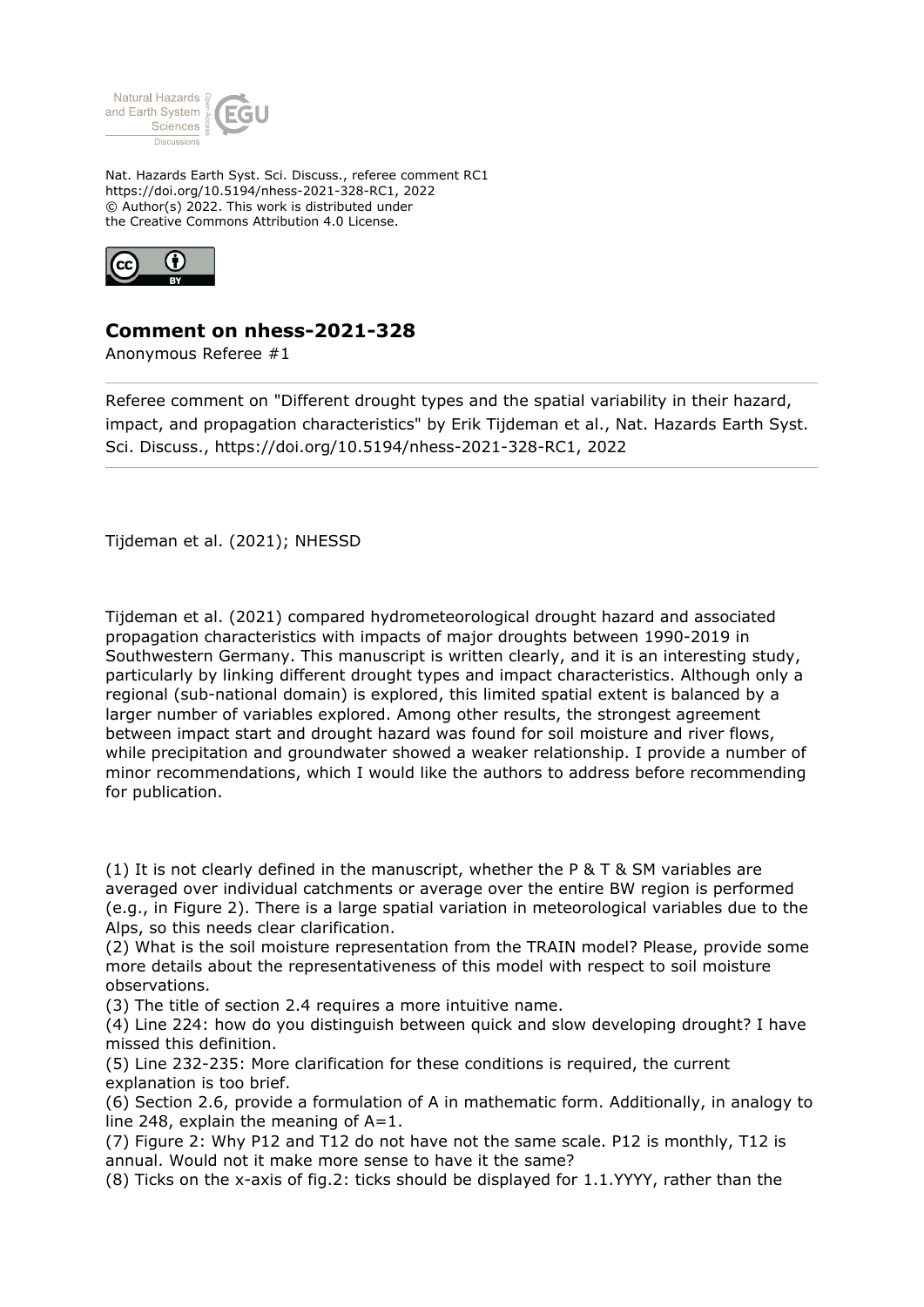Nat. Hazards Earth Syst. Sci. Discuss., referee comment RC1
https://doi.org/10.5194/nhess-2021-328-RC1, 2022
© Author(s) 2022. This work is distributed under
the Creative Commons Attribution 4.0 License.

## Comment on nhess-2021-328

Anonymous Referee #1

Referee comment on "Different drought types and the spatial variability in their hazard, impact, and propagation characteristics" by Erik Tijdeman et al., Nat. Hazards Earth Syst. Sci. Discuss., https://doi.org/10.5194/nhess-2021-328-RC1, 2022

Tijdeman et al. (2021); NHESSD

Tijdeman et al. (2021) compared hydrometeorological drought hazard and associated propagation characteristics with impacts of major droughts between 1990-2019 in Southwestern Germany. This manuscript is written clearly, and it is an interesting study, particularly by linking different drought types and impact characteristics. Although only a regional (sub-national domain) is explored, this limited spatial extent is balanced by a larger number of variables explored. Among other results, the strongest agreement between impact start and drought hazard was found for soil moisture and river flows, while precipitation and groundwater showed a weaker relationship. I provide a number of minor recommendations, which I would like the authors to address before recommending for publication.

(1) It is not clearly defined in the manuscript, whether the P & T & SM variables are averaged over individual catchments or average over the entire BW region is performed (e.g., in Figure 2). There is a large spatial variation in meteorological variables due to the Alps, so this needs clear clarification.
(2) What is the soil moisture representation from the TRAIN model? Please, provide some more details about the representativeness of this model with respect to soil moisture observations.
(3) The title of section 2.4 requires a more intuitive name.
(4) Line 224: how do you distinguish between quick and slow developing drought? I have missed this definition.
(5) Line 232-235: More clarification for these conditions is required, the current explanation is too brief.
(6) Section 2.6, provide a formulation of A in mathematic form. Additionally, in analogy to line 248, explain the meaning of A=1.
(7) Figure 2: Why P12 and T12 do not have not the same scale. P12 is monthly, T12 is annual. Would not it make more sense to have it the same?
(8) Ticks on the x-axis of fig.2: ticks should be displayed for 1.1.YYYY, rather than the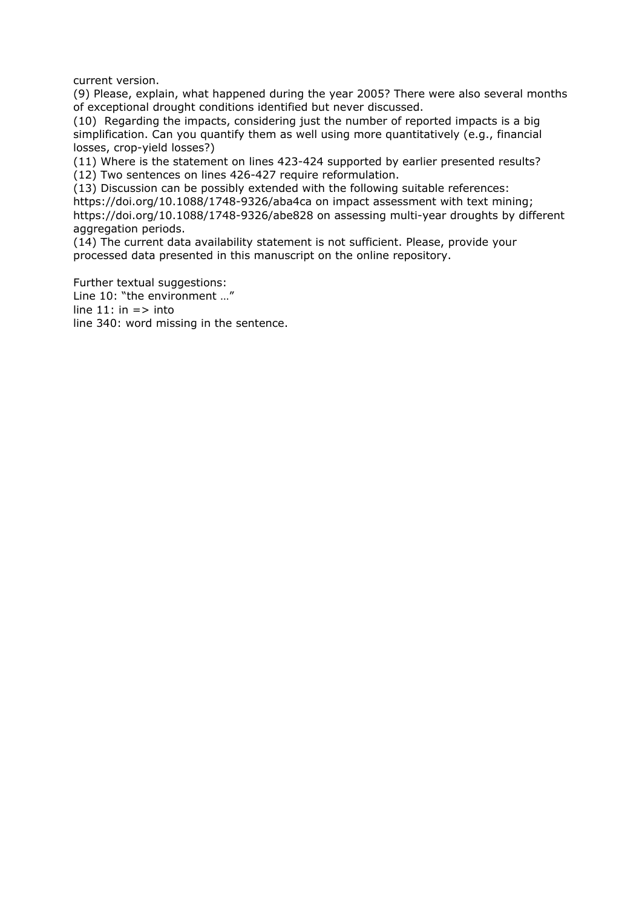current version.

(9) Please, explain, what happened during the year 2005? There were also several months of exceptional drought conditions identified but never discussed.

(10) Regarding the impacts, considering just the number of reported impacts is a big simplification. Can you quantify them as well using more quantitatively (e.g., financial losses, crop-yield losses?)

(11) Where is the statement on lines 423-424 supported by earlier presented results?

(12) Two sentences on lines 426-427 require reformulation.

(13) Discussion can be possibly extended with the following suitable references: https://doi.org/10.1088/1748-9326/aba4ca on impact assessment with text mining; https://doi.org/10.1088/1748-9326/abe828 on assessing multi-year droughts by different aggregation periods.

(14) The current data availability statement is not sufficient. Please, provide your processed data presented in this manuscript on the online repository.

Further textual suggestions:

Line 10: "the environment …"

line 11: in => into

line 340: word missing in the sentence.